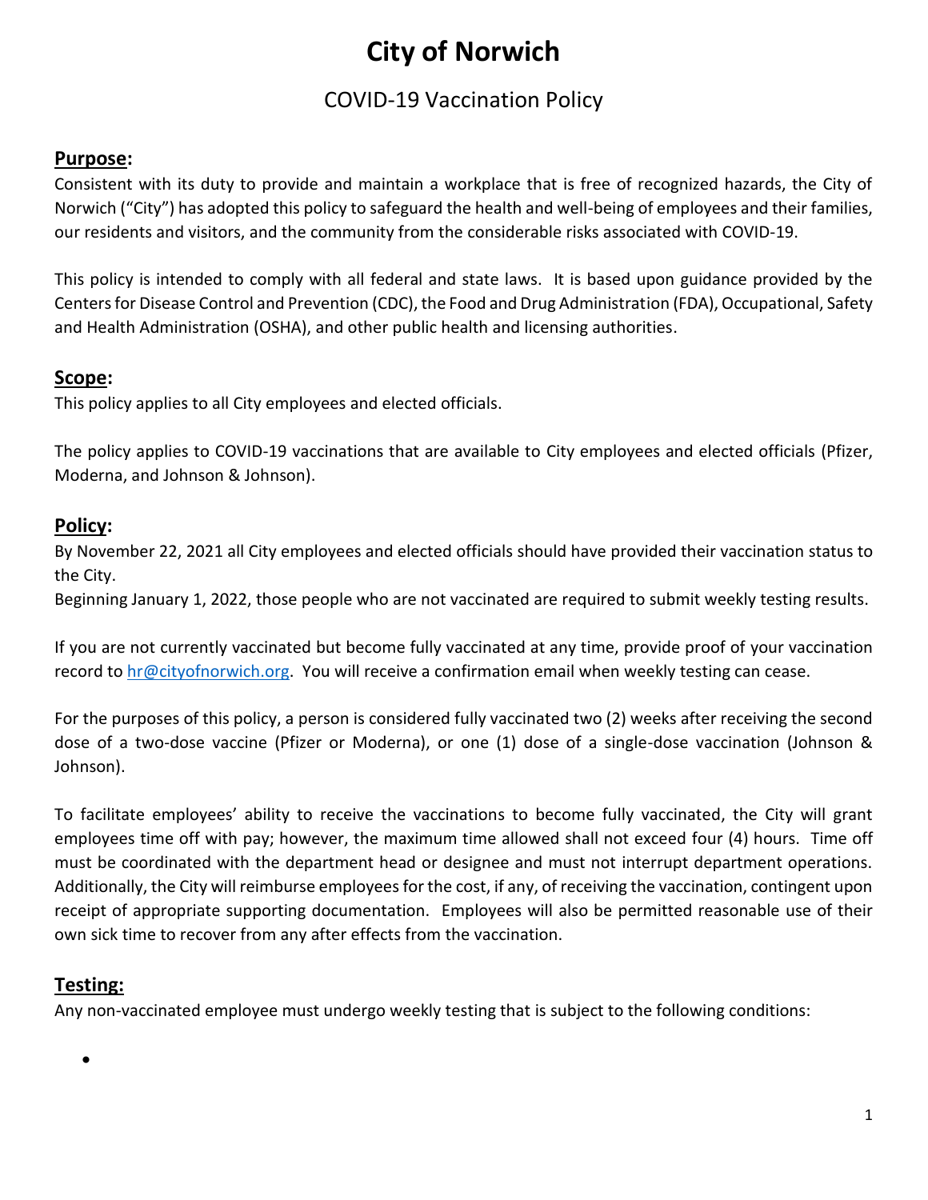# City of Norwich

## COVID-19 Vaccination Policy

### **Purpose:**

Consistent with its duty to provide and maintain a workplace that is free of recognized hazards, the City of Norwich ("City") has adopted this policy to safeguard the health and well-being of employees and their families, our residents and visitors, and the community from the considerable risks associated with COVID-19.

This policy is intended to comply with all federal and state laws. It is based upon guidance provided by the Centers for Disease Control and Prevention (CDC), the Food and Drug Administration (FDA), Occupational, Safety and Health Administration (OSHA), and other public health and licensing authorities.

### **Scope:**

This policy applies to all City employees and elected officials.

The policy applies to COVID-19 vaccinations that are available to City employees and elected officials (Pfizer, Moderna, and Johnson & Johnson).

### **Policy:**

By November 22, 2021 all City employees and elected officials should have provided their vaccination status to the City.
Beginning January 1, 2022, those people who are not vaccinated are required to submit weekly testing results.

If you are not currently vaccinated but become fully vaccinated at any time, provide proof of your vaccination record to hr@cityofnorwich.org. You will receive a confirmation email when weekly testing can cease.

For the purposes of this policy, a person is considered fully vaccinated two (2) weeks after receiving the second dose of a two-dose vaccine (Pfizer or Moderna), or one (1) dose of a single-dose vaccination (Johnson & Johnson).

To facilitate employees' ability to receive the vaccinations to become fully vaccinated, the City will grant employees time off with pay; however, the maximum time allowed shall not exceed four (4) hours. Time off must be coordinated with the department head or designee and must not interrupt department operations. Additionally, the City will reimburse employees for the cost, if any, of receiving the vaccination, contingent upon receipt of appropriate supporting documentation. Employees will also be permitted reasonable use of their own sick time to recover from any after effects from the vaccination.

### **Testing:**

Any non-vaccinated employee must undergo weekly testing that is subject to the following conditions:

-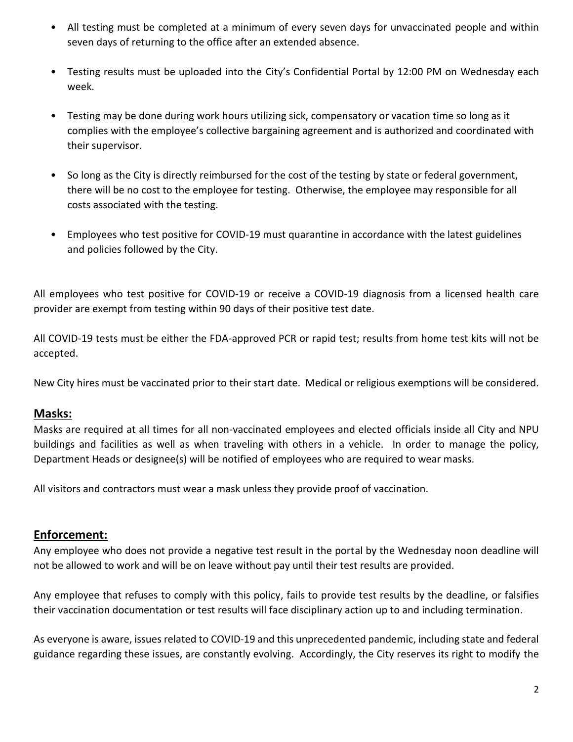- All testing must be completed at a minimum of every seven days for unvaccinated people and within seven days of returning to the office after an extended absence.

- Testing results must be uploaded into the City's Confidential Portal by 12:00 PM on Wednesday each week.

- Testing may be done during work hours utilizing sick, compensatory or vacation time so long as it complies with the employee's collective bargaining agreement and is authorized and coordinated with their supervisor.

- So long as the City is directly reimbursed for the cost of the testing by state or federal government, there will be no cost to the employee for testing. Otherwise, the employee may responsible for all costs associated with the testing.

- Employees who test positive for COVID-19 must quarantine in accordance with the latest guidelines and policies followed by the City.

All employees who test positive for COVID-19 or receive a COVID-19 diagnosis from a licensed health care provider are exempt from testing within 90 days of their positive test date.

All COVID-19 tests must be either the FDA-approved PCR or rapid test; results from home test kits will not be accepted.

New City hires must be vaccinated prior to their start date. Medical or religious exemptions will be considered.

## Masks:

Masks are required at all times for all non-vaccinated employees and elected officials inside all City and NPU buildings and facilities as well as when traveling with others in a vehicle. In order to manage the policy, Department Heads or designee(s) will be notified of employees who are required to wear masks.

All visitors and contractors must wear a mask unless they provide proof of vaccination.

## Enforcement:

Any employee who does not provide a negative test result in the portal by the Wednesday noon deadline will not be allowed to work and will be on leave without pay until their test results are provided.

Any employee that refuses to comply with this policy, fails to provide test results by the deadline, or falsifies their vaccination documentation or test results will face disciplinary action up to and including termination.

As everyone is aware, issues related to COVID-19 and this unprecedented pandemic, including state and federal guidance regarding these issues, are constantly evolving. Accordingly, the City reserves its right to modify the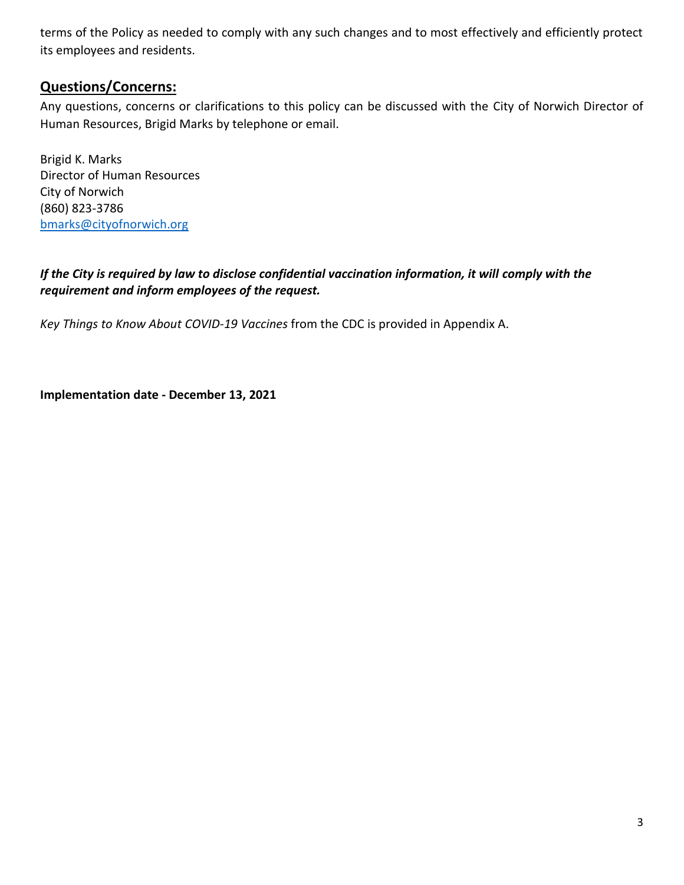terms of the Policy as needed to comply with any such changes and to most effectively and efficiently protect its employees and residents.

## Questions/Concerns:

Any questions, concerns or clarifications to this policy can be discussed with the City of Norwich Director of Human Resources, Brigid Marks by telephone or email.

Brigid K. Marks
Director of Human Resources
City of Norwich
(860) 823-3786
bmarks@cityofnorwich.org

***If the City is required by law to disclose confidential vaccination information, it will comply with the requirement and inform employees of the request.***

*Key Things to Know About COVID-19 Vaccines* from the CDC is provided in Appendix A.

**Implementation date - December 13, 2021**